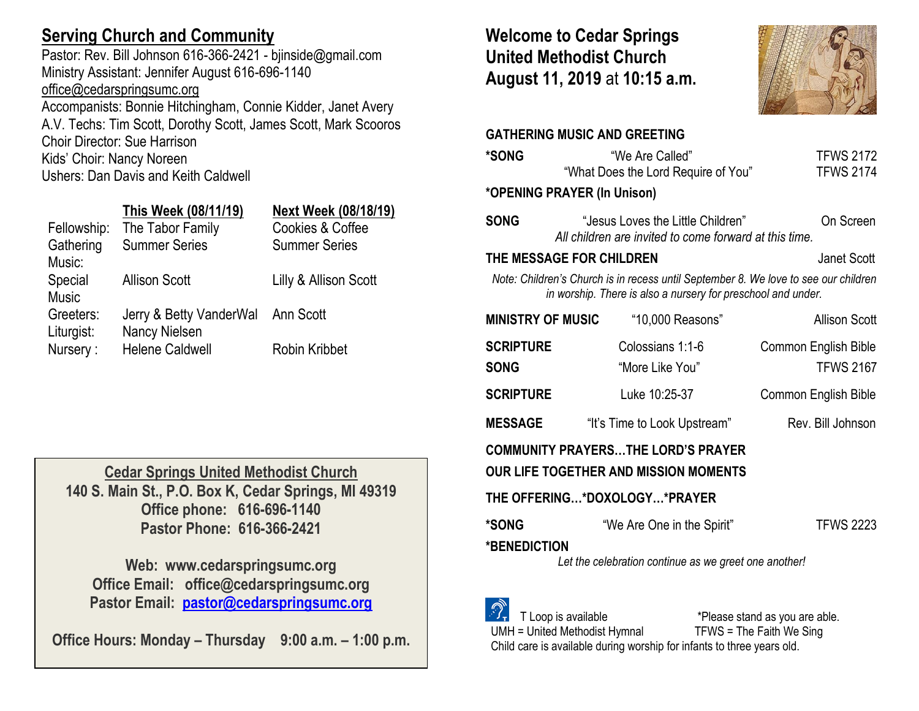## Serving Church and Community

Pastor: Rev. Bill Johnson 616-366-2421 - bjinside@gmail.com
Ministry Assistant: Jennifer August 616-696-1140
office@cedarspringsumc.org
Accompanists: Bonnie Hitchingham, Connie Kidder, Janet Avery
A.V. Techs: Tim Scott, Dorothy Scott, James Scott, Mark Scooros
Choir Director: Sue Harrison
Kids' Choir: Nancy Noreen
Ushers: Dan Davis and Keith Caldwell

| | This Week (08/11/19) | Next Week (08/18/19) |
|---|---|---|
| Fellowship: | The Tabor Family | Cookies & Coffee |
| Gathering Music: | Summer Series | Summer Series |
| Special Music | Allison Scott | Lilly & Allison Scott |
| Greeters: | Jerry & Betty VanderWal | Ann Scott |
| Liturgist: | Nancy Nielsen | |
| Nursery : | Helene Caldwell | Robin Kribbet |

**Cedar Springs United Methodist Church**
**140 S. Main St., P.O. Box K, Cedar Springs, MI 49319**
**Office phone: 616-696-1140**
**Pastor Phone: 616-366-2421**

**Web: www.cedarspringsumc.org**
**Office Email: office@cedarspringsumc.org**
**Pastor Email: pastor@cedarspringsumc.org**

**Office Hours: Monday – Thursday 9:00 a.m. – 1:00 p.m.**

# Welcome to Cedar Springs United Methodist Church August 11, 2019 at 10:15 a.m.

**GATHERING MUSIC AND GREETING**

**\*SONG** "We Are Called" TFWS 2172
"What Does the Lord Require of You" TFWS 2174

**\*OPENING PRAYER (In Unison)**

**SONG** "Jesus Loves the Little Children" On Screen
*All children are invited to come forward at this time.*

**THE MESSAGE FOR CHILDREN** Janet Scott

*Note: Children's Church is in recess until September 8. We love to see our children in worship. There is also a nursery for preschool and under.*

**MINISTRY OF MUSIC** "10,000 Reasons" Allison Scott

**SCRIPTURE** Colossians 1:1-6 Common English Bible

**SONG** "More Like You" TFWS 2167

**SCRIPTURE** Luke 10:25-37 Common English Bible

**MESSAGE** "It's Time to Look Upstream" Rev. Bill Johnson

**COMMUNITY PRAYERS…THE LORD'S PRAYER**

**OUR LIFE TOGETHER AND MISSION MOMENTS**

**THE OFFERING…\*DOXOLOGY…\*PRAYER**

**\*SONG** "We Are One in the Spirit" TFWS 2223

**\*BENEDICTION**
*Let the celebration continue as we greet one another!*

T Loop is available *Please stand as you are able.
UMH = United Methodist Hymnal TFWS = The Faith We Sing
Child care is available during worship for infants to three years old.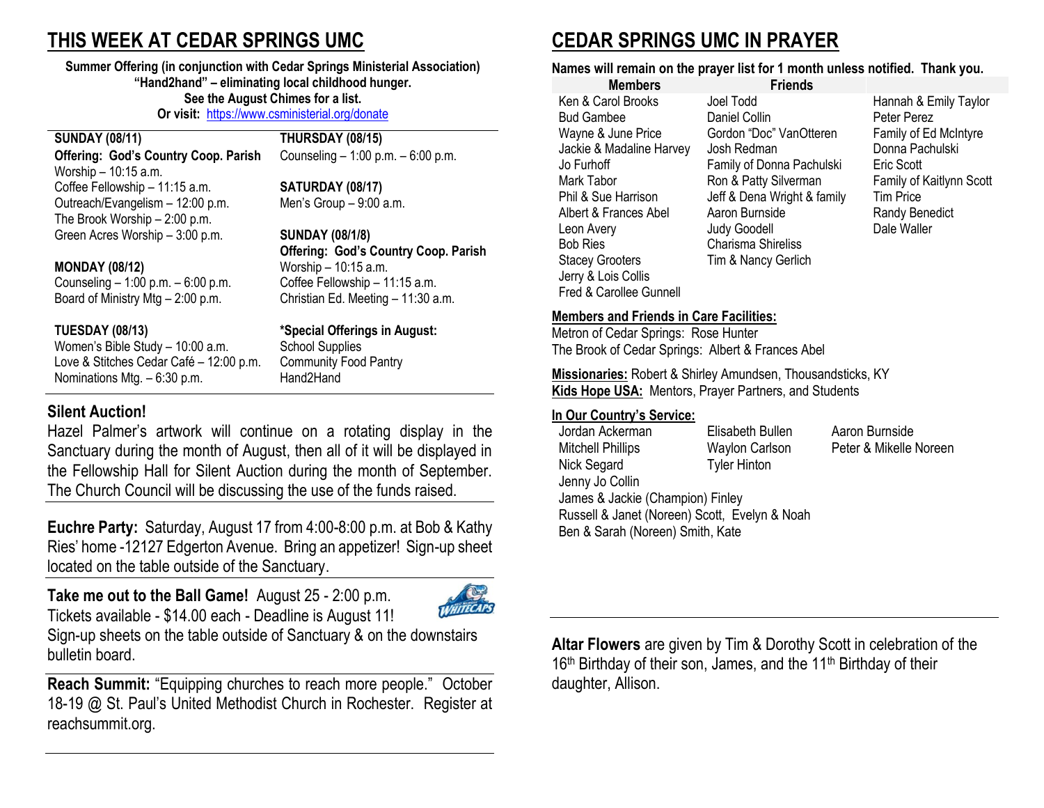# THIS WEEK AT CEDAR SPRINGS UMC

**Summer Offering (in conjunction with Cedar Springs Ministerial Association)**
**"Hand2hand" – eliminating local childhood hunger.**
**See the August Chimes for a list.**
**Or visit:** https://www.csministerial.org/donate

**SUNDAY (08/11)**
**Offering: God's Country Coop. Parish**
Worship – 10:15 a.m.
Coffee Fellowship – 11:15 a.m.
Outreach/Evangelism – 12:00 p.m.
The Brook Worship – 2:00 p.m.
Green Acres Worship – 3:00 p.m.

**MONDAY (08/12)**
Counseling – 1:00 p.m. – 6:00 p.m.
Board of Ministry Mtg – 2:00 p.m.

**TUESDAY (08/13)**
Women's Bible Study – 10:00 a.m.
Love & Stitches Cedar Café – 12:00 p.m.
Nominations Mtg. – 6:30 p.m.

**THURSDAY (08/15)**
Counseling – 1:00 p.m. – 6:00 p.m.

**SATURDAY (08/17)**
Men's Group – 9:00 a.m.

**SUNDAY (08/1/8)**
**Offering: God's Country Coop. Parish**
Worship – 10:15 a.m.
Coffee Fellowship – 11:15 a.m.
Christian Ed. Meeting – 11:30 a.m.

**\*Special Offerings in August:**
School Supplies
Community Food Pantry
Hand2Hand

## Silent Auction!

Hazel Palmer's artwork will continue on a rotating display in the Sanctuary during the month of August, then all of it will be displayed in the Fellowship Hall for Silent Auction during the month of September. The Church Council will be discussing the use of the funds raised.

**Euchre Party:** Saturday, August 17 from 4:00-8:00 p.m. at Bob & Kathy Ries' home -12127 Edgerton Avenue. Bring an appetizer! Sign-up sheet located on the table outside of the Sanctuary.

**Take me out to the Ball Game!** August 25 - 2:00 p.m.
Tickets available - $14.00 each - Deadline is August 11!
Sign-up sheets on the table outside of Sanctuary & on the downstairs bulletin board.

**Reach Summit:** "Equipping churches to reach more people." October 18-19 @ St. Paul's United Methodist Church in Rochester. Register at reachsummit.org.

# CEDAR SPRINGS UMC IN PRAYER

**Names will remain on the prayer list for 1 month unless notified. Thank you.**

| Members | Friends | |
|---|---|---|
| Ken & Carol Brooks | Joel Todd | Hannah & Emily Taylor |
| Bud Gambee | Daniel Collin | Peter Perez |
| Wayne & June Price | Gordon "Doc" VanOtteren | Family of Ed McIntyre |
| Jackie & Madaline Harvey | Josh Redman | Donna Pachulski |
| Jo Furhoff | Family of Donna Pachulski | Eric Scott |
| Mark Tabor | Ron & Patty Silverman | Family of Kaitlynn Scott |
| Phil & Sue Harrison | Jeff & Dena Wright & family | Tim Price |
| Albert & Frances Abel | Aaron Burnside | Randy Benedict |
| Leon Avery | Judy Goodell | Dale Waller |
| Bob Ries | Charisma Shireliss | |
| Stacey Grooters | Tim & Nancy Gerlich | |
| Jerry & Lois Collis | | |
| Fred & Carollee Gunnell | | |

**Members and Friends in Care Facilities:**
Metron of Cedar Springs: Rose Hunter
The Brook of Cedar Springs: Albert & Frances Abel

**Missionaries:** Robert & Shirley Amundsen, Thousandsticks, KY
**Kids Hope USA:** Mentors, Prayer Partners, and Students

**In Our Country's Service:**
Jordan Ackerman
Mitchell Phillips
Nick Segard
Jenny Jo Collin
James & Jackie (Champion) Finley
Russell & Janet (Noreen) Scott, Evelyn & Noah
Ben & Sarah (Noreen) Smith, Kate
Elisabeth Bullen
Waylon Carlson
Tyler Hinton
Aaron Burnside
Peter & Mikelle Noreen

**Altar Flowers** are given by Tim & Dorothy Scott in celebration of the 16th Birthday of their son, James, and the 11th Birthday of their daughter, Allison.